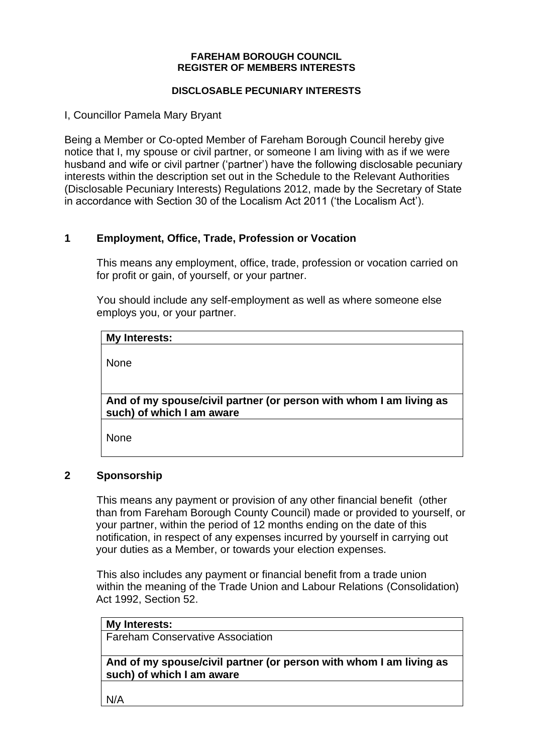**FAREHAM BOROUGH COUNCIL**
**REGISTER OF MEMBERS INTERESTS**

**DISCLOSABLE PECUNIARY INTERESTS**

I, Councillor Pamela Mary Bryant

Being a Member or Co-opted Member of Fareham Borough Council hereby give notice that I, my spouse or civil partner, or someone I am living with as if we were husband and wife or civil partner ('partner') have the following disclosable pecuniary interests within the description set out in the Schedule to the Relevant Authorities (Disclosable Pecuniary Interests) Regulations 2012, made by the Secretary of State in accordance with Section 30 of the Localism Act 2011 ('the Localism Act').

## 1 Employment, Office, Trade, Profession or Vocation

This means any employment, office, trade, profession or vocation carried on for profit or gain, of yourself, or your partner.

You should include any self-employment as well as where someone else employs you, or your partner.

| **My Interests:** |
|---|
| None |
| **And of my spouse/civil partner (or person with whom I am living as such) of which I am aware** |
| None |

## 2 Sponsorship

This means any payment or provision of any other financial benefit (other than from Fareham Borough County Council) made or provided to yourself, or your partner, within the period of 12 months ending on the date of this notification, in respect of any expenses incurred by yourself in carrying out your duties as a Member, or towards your election expenses.

This also includes any payment or financial benefit from a trade union within the meaning of the Trade Union and Labour Relations (Consolidation) Act 1992, Section 52.

| **My Interests:** |
|---|
| Fareham Conservative Association |
| **And of my spouse/civil partner (or person with whom I am living as such) of which I am aware** |
| N/A |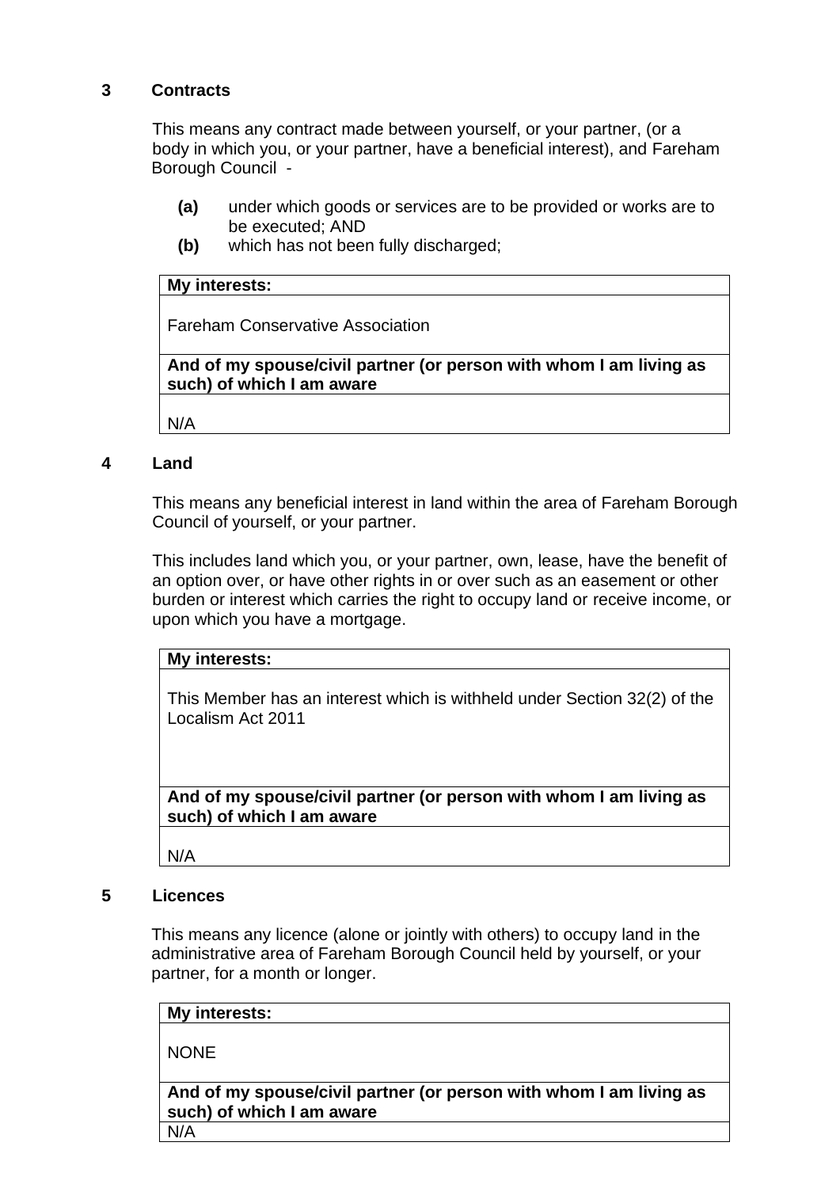## 3 Contracts

This means any contract made between yourself, or your partner, (or a body in which you, or your partner, have a beneficial interest), and Fareham Borough Council -

- **(a)** under which goods or services are to be provided or works are to be executed; AND
- **(b)** which has not been fully discharged;

| **My interests:** |
|---|
| Fareham Conservative Association |
| **And of my spouse/civil partner (or person with whom I am living as such) of which I am aware** |
| N/A |

## 4 Land

This means any beneficial interest in land within the area of Fareham Borough Council of yourself, or your partner.

This includes land which you, or your partner, own, lease, have the benefit of an option over, or have other rights in or over such as an easement or other burden or interest which carries the right to occupy land or receive income, or upon which you have a mortgage.

| **My interests:** |
|---|
| This Member has an interest which is withheld under Section 32(2) of the Localism Act 2011 |
| **And of my spouse/civil partner (or person with whom I am living as such) of which I am aware** |
| N/A |

## 5 Licences

This means any licence (alone or jointly with others) to occupy land in the administrative area of Fareham Borough Council held by yourself, or your partner, for a month or longer.

| **My interests:** |
|---|
| NONE |
| **And of my spouse/civil partner (or person with whom I am living as such) of which I am aware** |
| N/A |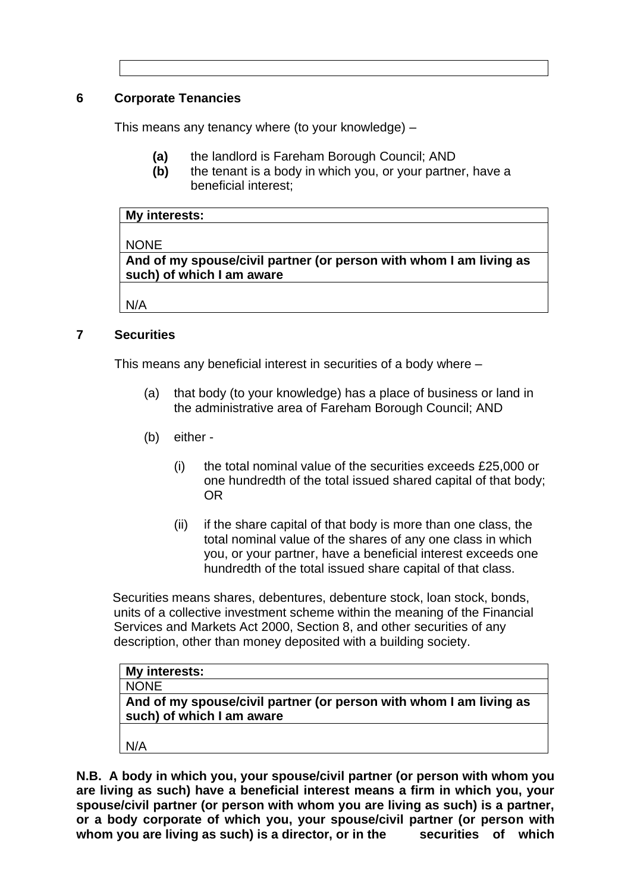| |
|---|

## 6 Corporate Tenancies

This means any tenancy where (to your knowledge) –

- **(a)** the landlord is Fareham Borough Council; AND
- **(b)** the tenant is a body in which you, or your partner, have a beneficial interest;

| **My interests:** |
|---|
| NONE |
| **And of my spouse/civil partner (or person with whom I am living as such) of which I am aware** |
| N/A |

## 7 Securities

This means any beneficial interest in securities of a body where –

(a) that body (to your knowledge) has a place of business or land in the administrative area of Fareham Borough Council; AND

(b) either -

(i) the total nominal value of the securities exceeds £25,000 or one hundredth of the total issued shared capital of that body; OR

(ii) if the share capital of that body is more than one class, the total nominal value of the shares of any one class in which you, or your partner, have a beneficial interest exceeds one hundredth of the total issued share capital of that class.

Securities means shares, debentures, debenture stock, loan stock, bonds, units of a collective investment scheme within the meaning of the Financial Services and Markets Act 2000, Section 8, and other securities of any description, other than money deposited with a building society.

| **My interests:** |
|---|
| NONE |
| **And of my spouse/civil partner (or person with whom I am living as such) of which I am aware** |
| N/A |

**N.B. A body in which you, your spouse/civil partner (or person with whom you are living as such) have a beneficial interest means a firm in which you, your spouse/civil partner (or person with whom you are living as such) is a partner, or a body corporate of which you, your spouse/civil partner (or person with whom you are living as such) is a director, or in the securities of which**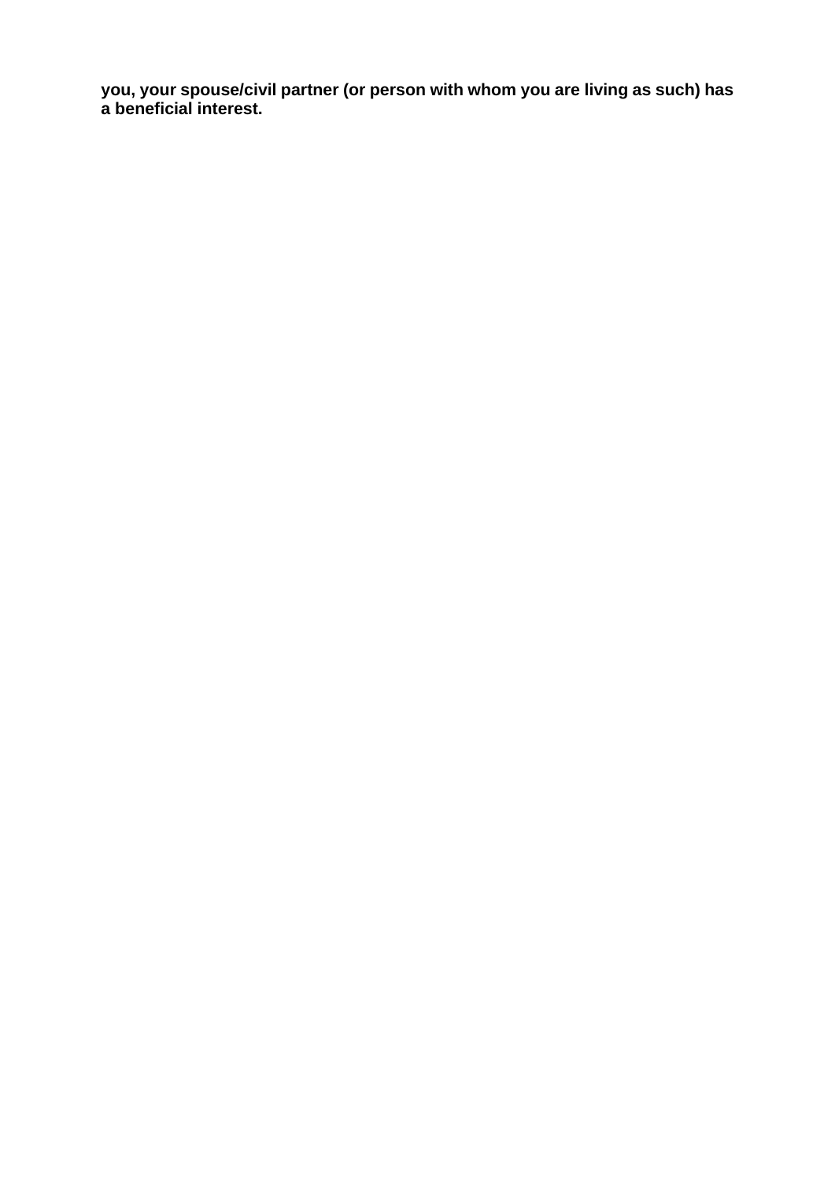**you, your spouse/civil partner (or person with whom you are living as such) has a beneficial interest.**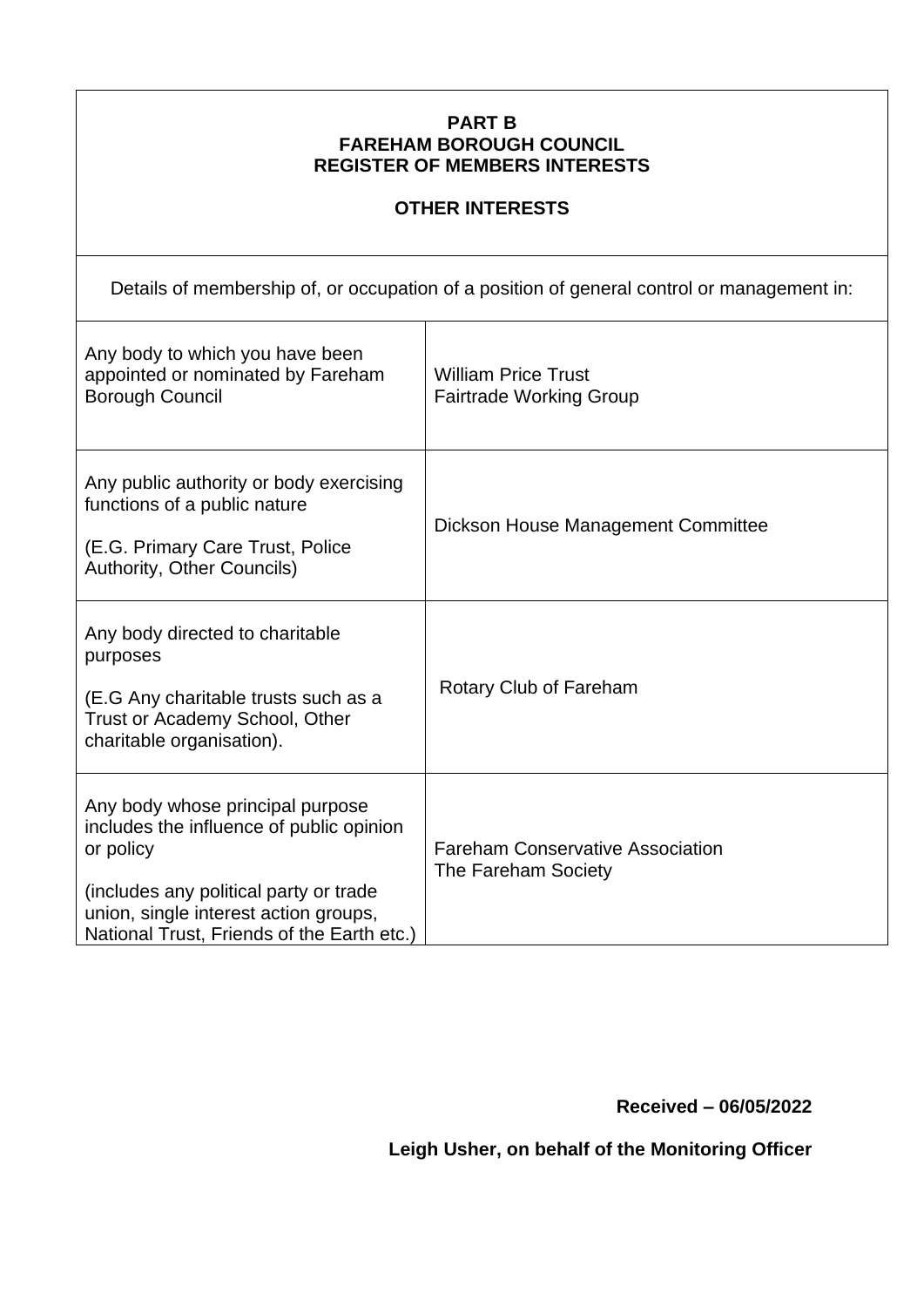**PART B**
**FAREHAM BOROUGH COUNCIL**
**REGISTER OF MEMBERS INTERESTS**

**OTHER INTERESTS**

| | |
|---|---|
| Details of membership of, or occupation of a position of general control or management in: | |
| Any body to which you have been appointed or nominated by Fareham Borough Council | William Price Trust<br>Fairtrade Working Group |
| Any public authority or body exercising functions of a public nature<br><br>(E.G. Primary Care Trust, Police Authority, Other Councils) | Dickson House Management Committee |
| Any body directed to charitable purposes<br><br>(E.G Any charitable trusts such as a Trust or Academy School, Other charitable organisation). | Rotary Club of Fareham |
| Any body whose principal purpose includes the influence of public opinion or policy<br><br>(includes any political party or trade union, single interest action groups, National Trust, Friends of the Earth etc.) | Fareham Conservative Association<br>The Fareham Society |

**Received – 06/05/2022**

**Leigh Usher, on behalf of the Monitoring Officer**